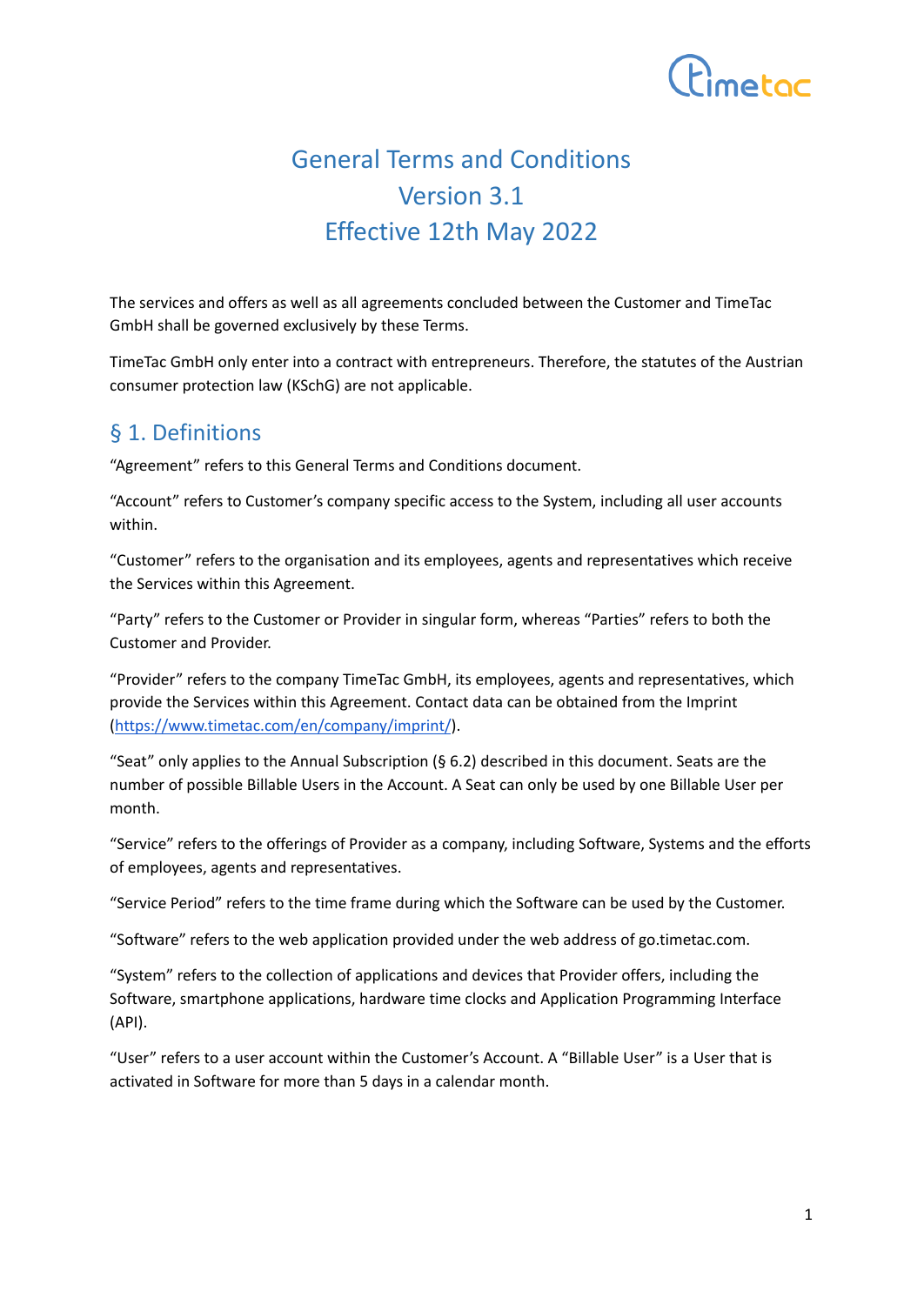# General Terms and Conditions
# Version 3.1
# Effective 12th May 2022

The services and offers as well as all agreements concluded between the Customer and TimeTac GmbH shall be governed exclusively by these Terms.

TimeTac GmbH only enter into a contract with entrepreneurs. Therefore, the statutes of the Austrian consumer protection law (KSchG) are not applicable.

## § 1. Definitions

“Agreement” refers to this General Terms and Conditions document.

“Account” refers to Customer’s company specific access to the System, including all user accounts within.

“Customer” refers to the organisation and its employees, agents and representatives which receive the Services within this Agreement.

“Party” refers to the Customer or Provider in singular form, whereas “Parties” refers to both the Customer and Provider.

“Provider” refers to the company TimeTac GmbH, its employees, agents and representatives, which provide the Services within this Agreement. Contact data can be obtained from the Imprint (https://www.timetac.com/en/company/imprint/).

“Seat” only applies to the Annual Subscription (§ 6.2) described in this document. Seats are the number of possible Billable Users in the Account. A Seat can only be used by one Billable User per month.

“Service” refers to the offerings of Provider as a company, including Software, Systems and the efforts of employees, agents and representatives.

“Service Period” refers to the time frame during which the Software can be used by the Customer.

“Software” refers to the web application provided under the web address of go.timetac.com.

“System” refers to the collection of applications and devices that Provider offers, including the Software, smartphone applications, hardware time clocks and Application Programming Interface (API).

“User” refers to a user account within the Customer’s Account. A “Billable User” is a User that is activated in Software for more than 5 days in a calendar month.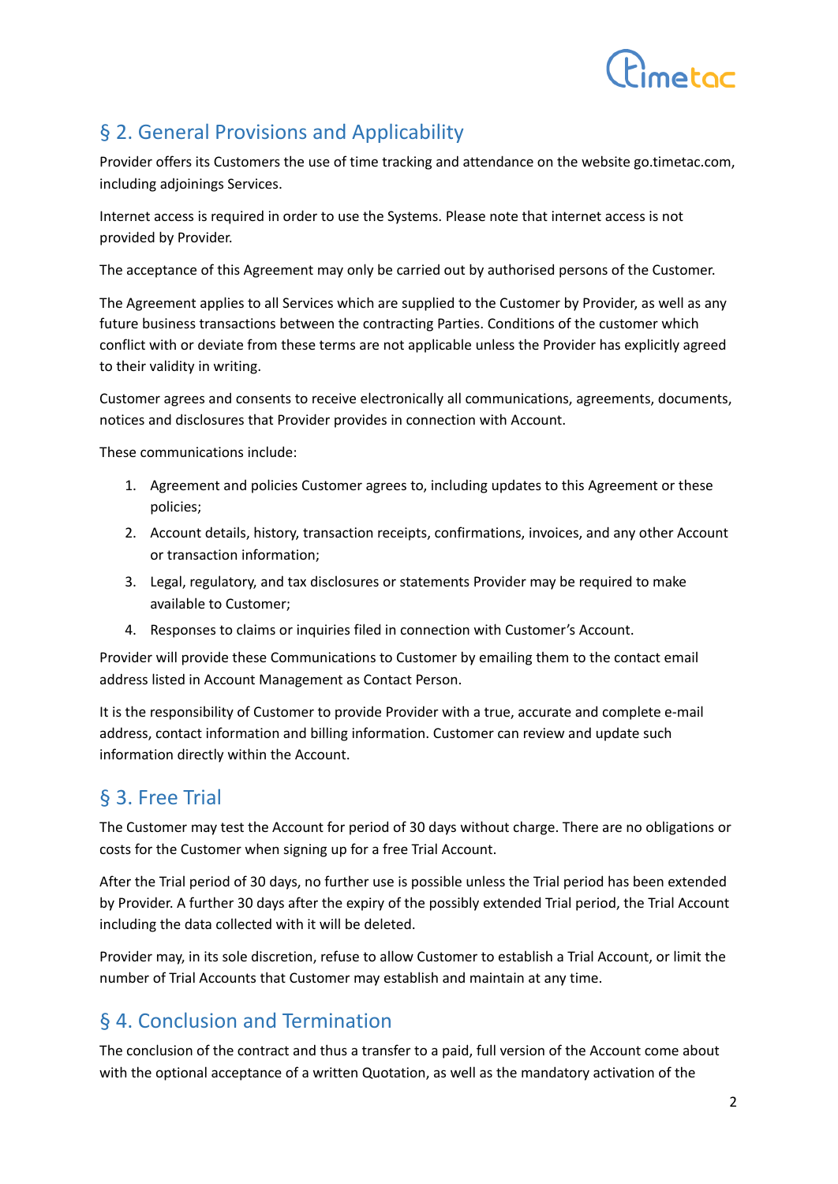## § 2. General Provisions and Applicability

Provider offers its Customers the use of time tracking and attendance on the website go.timetac.com, including adjoinings Services.

Internet access is required in order to use the Systems. Please note that internet access is not provided by Provider.

The acceptance of this Agreement may only be carried out by authorised persons of the Customer.

The Agreement applies to all Services which are supplied to the Customer by Provider, as well as any future business transactions between the contracting Parties. Conditions of the customer which conflict with or deviate from these terms are not applicable unless the Provider has explicitly agreed to their validity in writing.

Customer agrees and consents to receive electronically all communications, agreements, documents, notices and disclosures that Provider provides in connection with Account.

These communications include:

1. Agreement and policies Customer agrees to, including updates to this Agreement or these policies;
2. Account details, history, transaction receipts, confirmations, invoices, and any other Account or transaction information;
3. Legal, regulatory, and tax disclosures or statements Provider may be required to make available to Customer;
4. Responses to claims or inquiries filed in connection with Customer's Account.

Provider will provide these Communications to Customer by emailing them to the contact email address listed in Account Management as Contact Person.

It is the responsibility of Customer to provide Provider with a true, accurate and complete e-mail address, contact information and billing information. Customer can review and update such information directly within the Account.

## § 3. Free Trial

The Customer may test the Account for period of 30 days without charge. There are no obligations or costs for the Customer when signing up for a free Trial Account.

After the Trial period of 30 days, no further use is possible unless the Trial period has been extended by Provider. A further 30 days after the expiry of the possibly extended Trial period, the Trial Account including the data collected with it will be deleted.

Provider may, in its sole discretion, refuse to allow Customer to establish a Trial Account, or limit the number of Trial Accounts that Customer may establish and maintain at any time.

## § 4. Conclusion and Termination

The conclusion of the contract and thus a transfer to a paid, full version of the Account come about with the optional acceptance of a written Quotation, as well as the mandatory activation of the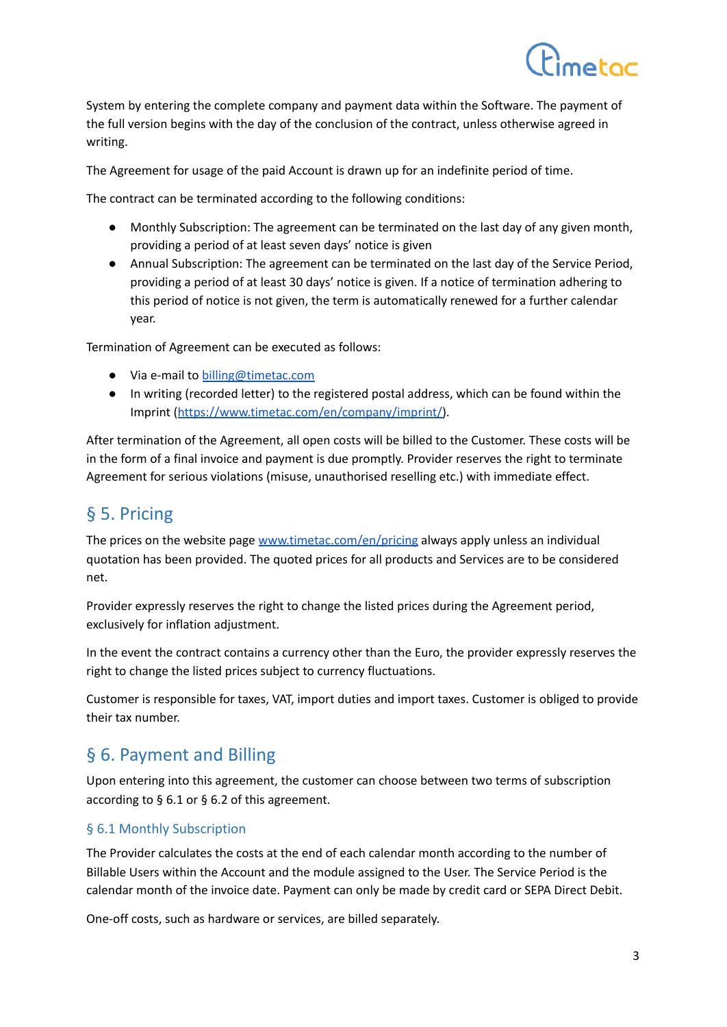System by entering the complete company and payment data within the Software. The payment of the full version begins with the day of the conclusion of the contract, unless otherwise agreed in writing.

The Agreement for usage of the paid Account is drawn up for an indefinite period of time.

The contract can be terminated according to the following conditions:

- Monthly Subscription: The agreement can be terminated on the last day of any given month, providing a period of at least seven days' notice is given
- Annual Subscription: The agreement can be terminated on the last day of the Service Period, providing a period of at least 30 days' notice is given. If a notice of termination adhering to this period of notice is not given, the term is automatically renewed for a further calendar year.

Termination of Agreement can be executed as follows:

- Via e-mail to billing@timetac.com
- In writing (recorded letter) to the registered postal address, which can be found within the Imprint (https://www.timetac.com/en/company/imprint/).

After termination of the Agreement, all open costs will be billed to the Customer. These costs will be in the form of a final invoice and payment is due promptly. Provider reserves the right to terminate Agreement for serious violations (misuse, unauthorised reselling etc.) with immediate effect.

## § 5. Pricing

The prices on the website page www.timetac.com/en/pricing always apply unless an individual quotation has been provided. The quoted prices for all products and Services are to be considered net.

Provider expressly reserves the right to change the listed prices during the Agreement period, exclusively for inflation adjustment.

In the event the contract contains a currency other than the Euro, the provider expressly reserves the right to change the listed prices subject to currency fluctuations.

Customer is responsible for taxes, VAT, import duties and import taxes. Customer is obliged to provide their tax number.

## § 6. Payment and Billing

Upon entering into this agreement, the customer can choose between two terms of subscription according to § 6.1 or § 6.2 of this agreement.

### § 6.1 Monthly Subscription

The Provider calculates the costs at the end of each calendar month according to the number of Billable Users within the Account and the module assigned to the User. The Service Period is the calendar month of the invoice date. Payment can only be made by credit card or SEPA Direct Debit.

One-off costs, such as hardware or services, are billed separately.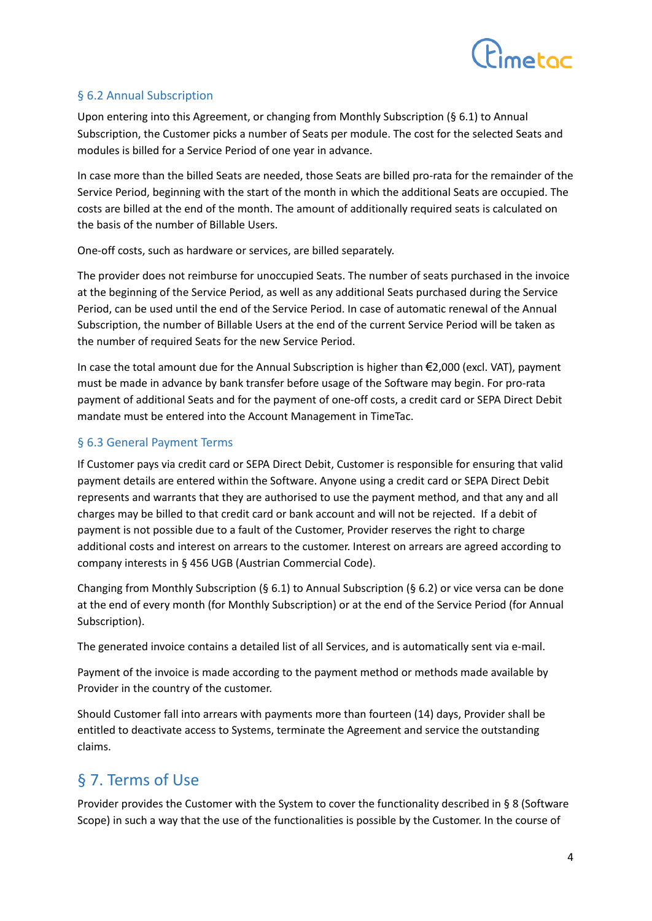### § 6.2 Annual Subscription

Upon entering into this Agreement, or changing from Monthly Subscription (§ 6.1) to Annual Subscription, the Customer picks a number of Seats per module. The cost for the selected Seats and modules is billed for a Service Period of one year in advance.

In case more than the billed Seats are needed, those Seats are billed pro-rata for the remainder of the Service Period, beginning with the start of the month in which the additional Seats are occupied. The costs are billed at the end of the month. The amount of additionally required seats is calculated on the basis of the number of Billable Users.

One-off costs, such as hardware or services, are billed separately.

The provider does not reimburse for unoccupied Seats. The number of seats purchased in the invoice at the beginning of the Service Period, as well as any additional Seats purchased during the Service Period, can be used until the end of the Service Period. In case of automatic renewal of the Annual Subscription, the number of Billable Users at the end of the current Service Period will be taken as the number of required Seats for the new Service Period.

In case the total amount due for the Annual Subscription is higher than €2,000 (excl. VAT), payment must be made in advance by bank transfer before usage of the Software may begin. For pro-rata payment of additional Seats and for the payment of one-off costs, a credit card or SEPA Direct Debit mandate must be entered into the Account Management in TimeTac.

### § 6.3 General Payment Terms

If Customer pays via credit card or SEPA Direct Debit, Customer is responsible for ensuring that valid payment details are entered within the Software. Anyone using a credit card or SEPA Direct Debit represents and warrants that they are authorised to use the payment method, and that any and all charges may be billed to that credit card or bank account and will not be rejected. If a debit of payment is not possible due to a fault of the Customer, Provider reserves the right to charge additional costs and interest on arrears to the customer. Interest on arrears are agreed according to company interests in § 456 UGB (Austrian Commercial Code).

Changing from Monthly Subscription (§ 6.1) to Annual Subscription (§ 6.2) or vice versa can be done at the end of every month (for Monthly Subscription) or at the end of the Service Period (for Annual Subscription).

The generated invoice contains a detailed list of all Services, and is automatically sent via e-mail.

Payment of the invoice is made according to the payment method or methods made available by Provider in the country of the customer.

Should Customer fall into arrears with payments more than fourteen (14) days, Provider shall be entitled to deactivate access to Systems, terminate the Agreement and service the outstanding claims.

## § 7. Terms of Use

Provider provides the Customer with the System to cover the functionality described in § 8 (Software Scope) in such a way that the use of the functionalities is possible by the Customer. In the course of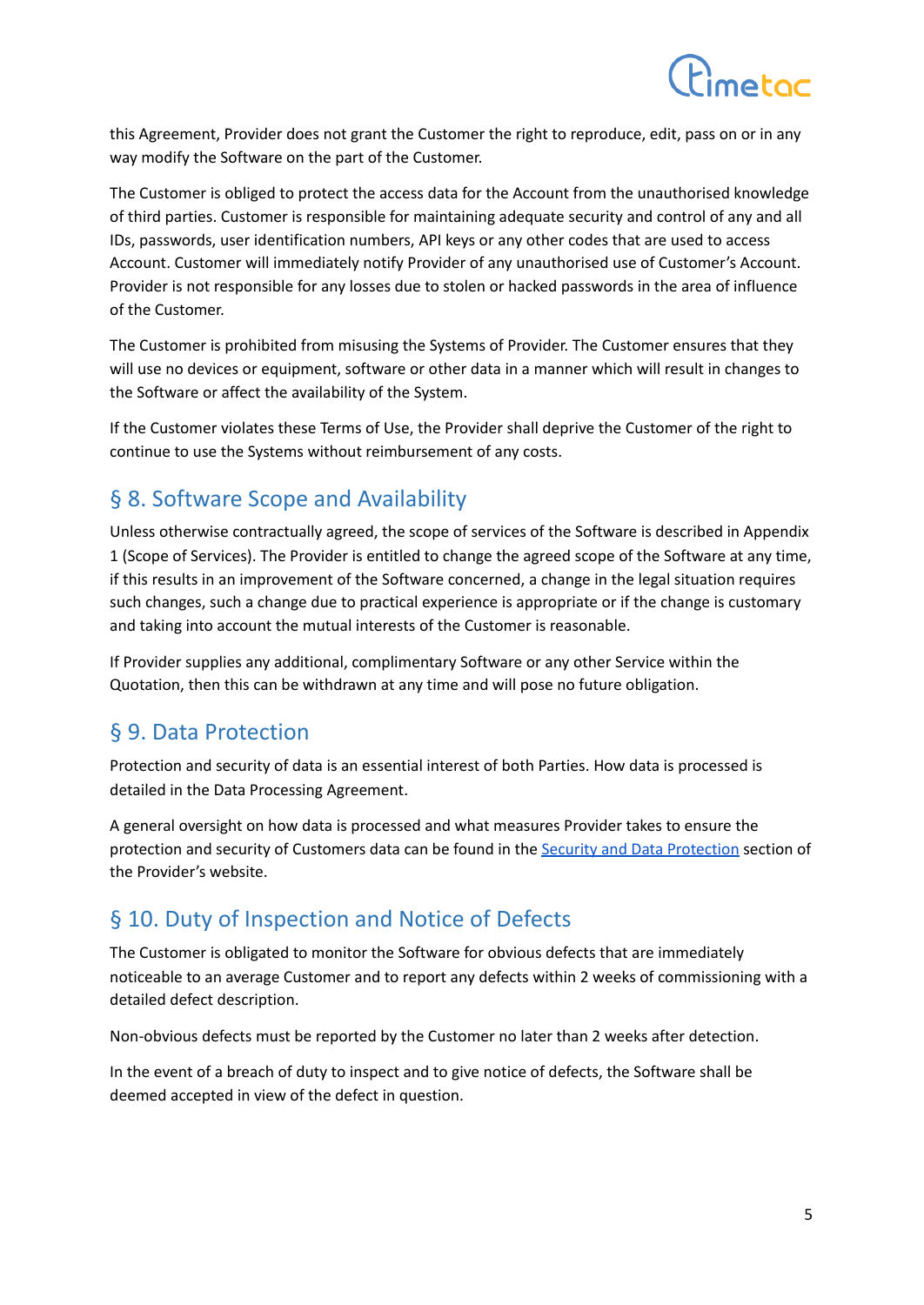this Agreement, Provider does not grant the Customer the right to reproduce, edit, pass on or in any way modify the Software on the part of the Customer.

The Customer is obliged to protect the access data for the Account from the unauthorised knowledge of third parties. Customer is responsible for maintaining adequate security and control of any and all IDs, passwords, user identification numbers, API keys or any other codes that are used to access Account. Customer will immediately notify Provider of any unauthorised use of Customer's Account. Provider is not responsible for any losses due to stolen or hacked passwords in the area of influence of the Customer.

The Customer is prohibited from misusing the Systems of Provider. The Customer ensures that they will use no devices or equipment, software or other data in a manner which will result in changes to the Software or affect the availability of the System.

If the Customer violates these Terms of Use, the Provider shall deprive the Customer of the right to continue to use the Systems without reimbursement of any costs.

## § 8. Software Scope and Availability

Unless otherwise contractually agreed, the scope of services of the Software is described in Appendix 1 (Scope of Services). The Provider is entitled to change the agreed scope of the Software at any time, if this results in an improvement of the Software concerned, a change in the legal situation requires such changes, such a change due to practical experience is appropriate or if the change is customary and taking into account the mutual interests of the Customer is reasonable.

If Provider supplies any additional, complimentary Software or any other Service within the Quotation, then this can be withdrawn at any time and will pose no future obligation.

## § 9. Data Protection

Protection and security of data is an essential interest of both Parties. How data is processed is detailed in the Data Processing Agreement.

A general oversight on how data is processed and what measures Provider takes to ensure the protection and security of Customers data can be found in the [Security and Data Protection] section of the Provider's website.

## § 10. Duty of Inspection and Notice of Defects

The Customer is obligated to monitor the Software for obvious defects that are immediately noticeable to an average Customer and to report any defects within 2 weeks of commissioning with a detailed defect description.

Non-obvious defects must be reported by the Customer no later than 2 weeks after detection.

In the event of a breach of duty to inspect and to give notice of defects, the Software shall be deemed accepted in view of the defect in question.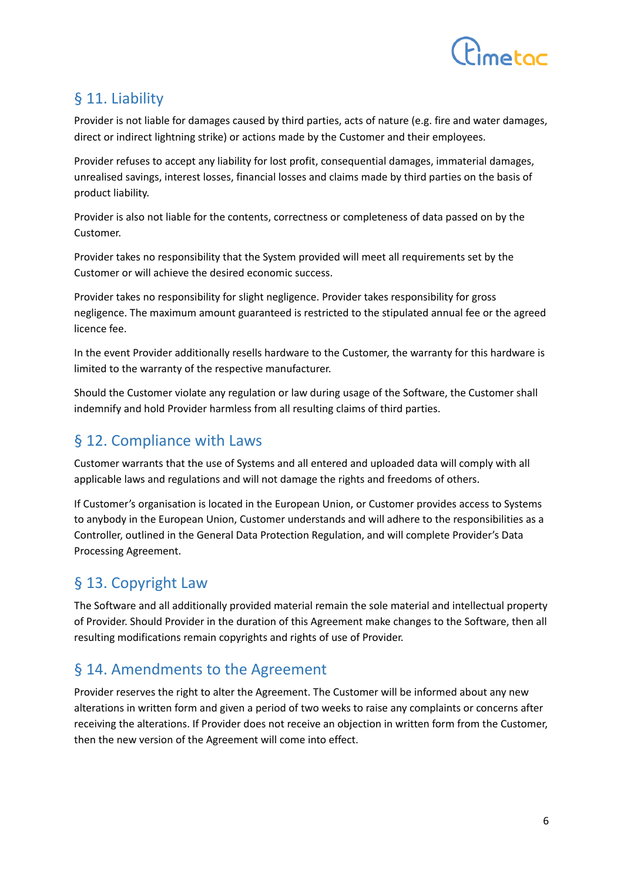## § 11. Liability

Provider is not liable for damages caused by third parties, acts of nature (e.g. fire and water damages, direct or indirect lightning strike) or actions made by the Customer and their employees.

Provider refuses to accept any liability for lost profit, consequential damages, immaterial damages, unrealised savings, interest losses, financial losses and claims made by third parties on the basis of product liability.

Provider is also not liable for the contents, correctness or completeness of data passed on by the Customer.

Provider takes no responsibility that the System provided will meet all requirements set by the Customer or will achieve the desired economic success.

Provider takes no responsibility for slight negligence. Provider takes responsibility for gross negligence. The maximum amount guaranteed is restricted to the stipulated annual fee or the agreed licence fee.

In the event Provider additionally resells hardware to the Customer, the warranty for this hardware is limited to the warranty of the respective manufacturer.

Should the Customer violate any regulation or law during usage of the Software, the Customer shall indemnify and hold Provider harmless from all resulting claims of third parties.

## § 12. Compliance with Laws

Customer warrants that the use of Systems and all entered and uploaded data will comply with all applicable laws and regulations and will not damage the rights and freedoms of others.

If Customer's organisation is located in the European Union, or Customer provides access to Systems to anybody in the European Union, Customer understands and will adhere to the responsibilities as a Controller, outlined in the General Data Protection Regulation, and will complete Provider's Data Processing Agreement.

## § 13. Copyright Law

The Software and all additionally provided material remain the sole material and intellectual property of Provider. Should Provider in the duration of this Agreement make changes to the Software, then all resulting modifications remain copyrights and rights of use of Provider.

## § 14. Amendments to the Agreement

Provider reserves the right to alter the Agreement. The Customer will be informed about any new alterations in written form and given a period of two weeks to raise any complaints or concerns after receiving the alterations. If Provider does not receive an objection in written form from the Customer, then the new version of the Agreement will come into effect.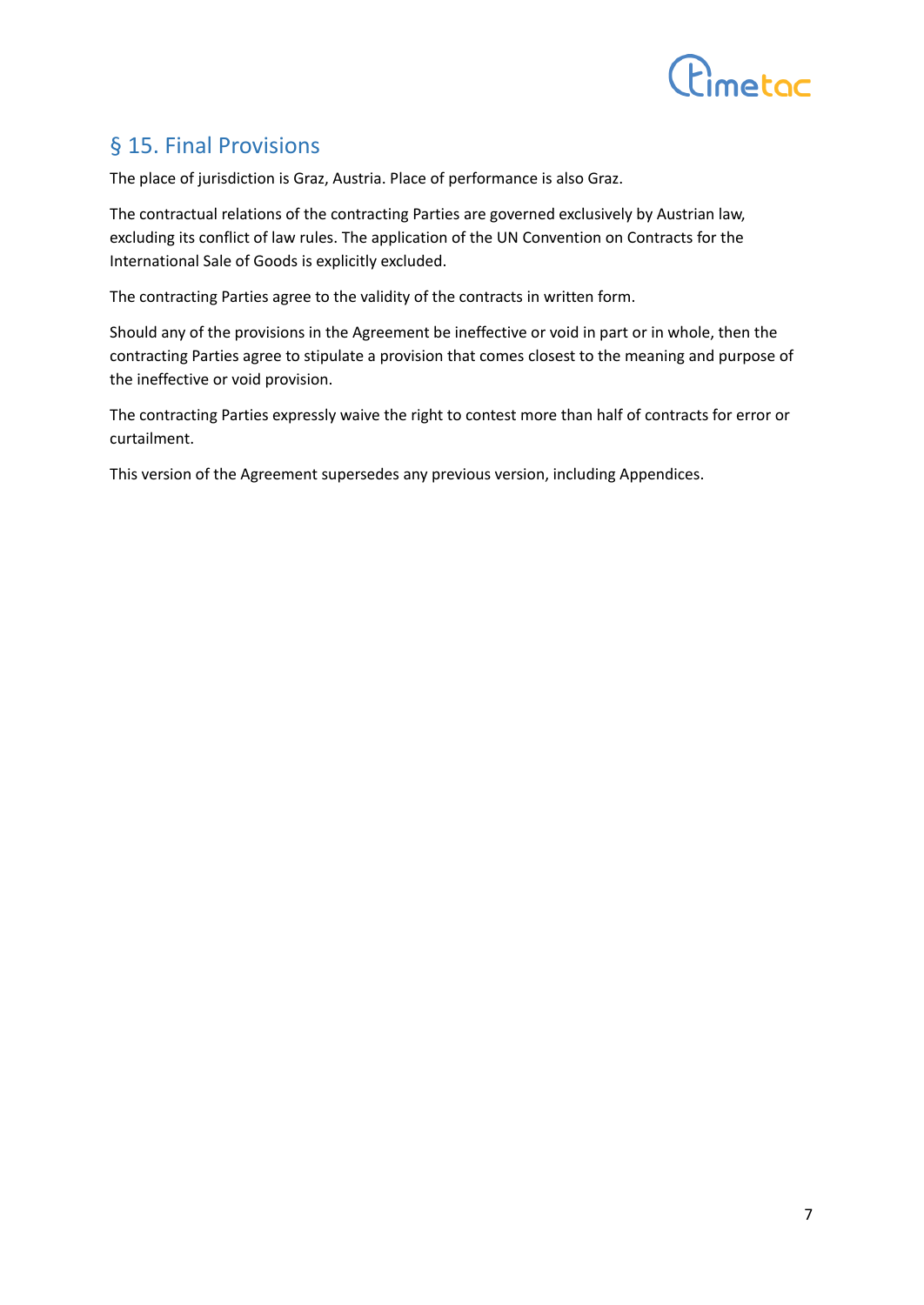## § 15. Final Provisions

The place of jurisdiction is Graz, Austria. Place of performance is also Graz.

The contractual relations of the contracting Parties are governed exclusively by Austrian law, excluding its conflict of law rules. The application of the UN Convention on Contracts for the International Sale of Goods is explicitly excluded.

The contracting Parties agree to the validity of the contracts in written form.

Should any of the provisions in the Agreement be ineffective or void in part or in whole, then the contracting Parties agree to stipulate a provision that comes closest to the meaning and purpose of the ineffective or void provision.

The contracting Parties expressly waive the right to contest more than half of contracts for error or curtailment.

This version of the Agreement supersedes any previous version, including Appendices.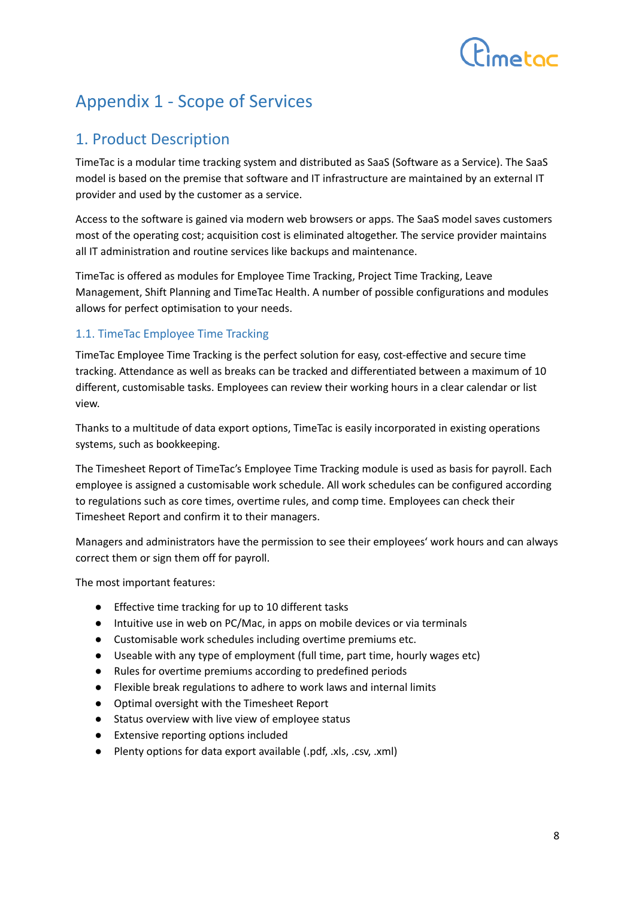# Appendix 1 - Scope of Services

## 1. Product Description

TimeTac is a modular time tracking system and distributed as SaaS (Software as a Service). The SaaS model is based on the premise that software and IT infrastructure are maintained by an external IT provider and used by the customer as a service.

Access to the software is gained via modern web browsers or apps. The SaaS model saves customers most of the operating cost; acquisition cost is eliminated altogether. The service provider maintains all IT administration and routine services like backups and maintenance.

TimeTac is offered as modules for Employee Time Tracking, Project Time Tracking, Leave Management, Shift Planning and TimeTac Health. A number of possible configurations and modules allows for perfect optimisation to your needs.

### 1.1. TimeTac Employee Time Tracking

TimeTac Employee Time Tracking is the perfect solution for easy, cost-effective and secure time tracking. Attendance as well as breaks can be tracked and differentiated between a maximum of 10 different, customisable tasks. Employees can review their working hours in a clear calendar or list view.

Thanks to a multitude of data export options, TimeTac is easily incorporated in existing operations systems, such as bookkeeping.

The Timesheet Report of TimeTac's Employee Time Tracking module is used as basis for payroll. Each employee is assigned a customisable work schedule. All work schedules can be configured according to regulations such as core times, overtime rules, and comp time. Employees can check their Timesheet Report and confirm it to their managers.

Managers and administrators have the permission to see their employees' work hours and can always correct them or sign them off for payroll.

The most important features:

- Effective time tracking for up to 10 different tasks
- Intuitive use in web on PC/Mac, in apps on mobile devices or via terminals
- Customisable work schedules including overtime premiums etc.
- Useable with any type of employment (full time, part time, hourly wages etc)
- Rules for overtime premiums according to predefined periods
- Flexible break regulations to adhere to work laws and internal limits
- Optimal oversight with the Timesheet Report
- Status overview with live view of employee status
- Extensive reporting options included
- Plenty options for data export available (.pdf, .xls, .csv, .xml)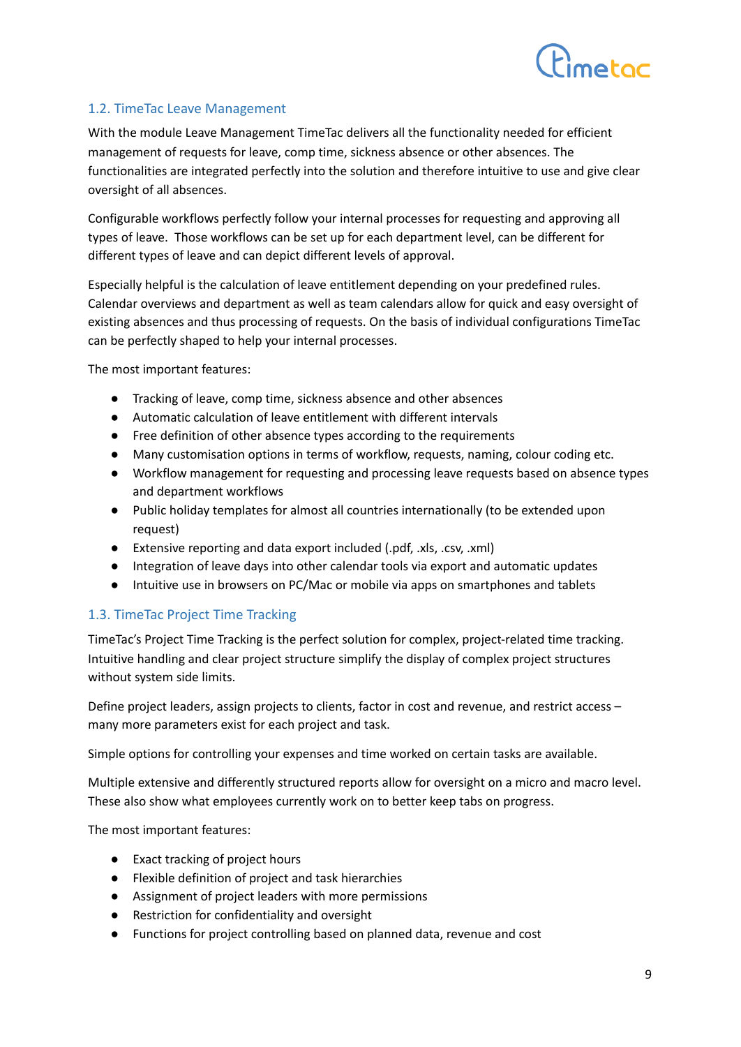## 1.2. TimeTac Leave Management

With the module Leave Management TimeTac delivers all the functionality needed for efficient management of requests for leave, comp time, sickness absence or other absences. The functionalities are integrated perfectly into the solution and therefore intuitive to use and give clear oversight of all absences.

Configurable workflows perfectly follow your internal processes for requesting and approving all types of leave. Those workflows can be set up for each department level, can be different for different types of leave and can depict different levels of approval.

Especially helpful is the calculation of leave entitlement depending on your predefined rules. Calendar overviews and department as well as team calendars allow for quick and easy oversight of existing absences and thus processing of requests. On the basis of individual configurations TimeTac can be perfectly shaped to help your internal processes.

The most important features:

- Tracking of leave, comp time, sickness absence and other absences
- Automatic calculation of leave entitlement with different intervals
- Free definition of other absence types according to the requirements
- Many customisation options in terms of workflow, requests, naming, colour coding etc.
- Workflow management for requesting and processing leave requests based on absence types and department workflows
- Public holiday templates for almost all countries internationally (to be extended upon request)
- Extensive reporting and data export included (.pdf, .xls, .csv, .xml)
- Integration of leave days into other calendar tools via export and automatic updates
- Intuitive use in browsers on PC/Mac or mobile via apps on smartphones and tablets

## 1.3. TimeTac Project Time Tracking

TimeTac's Project Time Tracking is the perfect solution for complex, project-related time tracking. Intuitive handling and clear project structure simplify the display of complex project structures without system side limits.

Define project leaders, assign projects to clients, factor in cost and revenue, and restrict access – many more parameters exist for each project and task.

Simple options for controlling your expenses and time worked on certain tasks are available.

Multiple extensive and differently structured reports allow for oversight on a micro and macro level. These also show what employees currently work on to better keep tabs on progress.

The most important features:

- Exact tracking of project hours
- Flexible definition of project and task hierarchies
- Assignment of project leaders with more permissions
- Restriction for confidentiality and oversight
- Functions for project controlling based on planned data, revenue and cost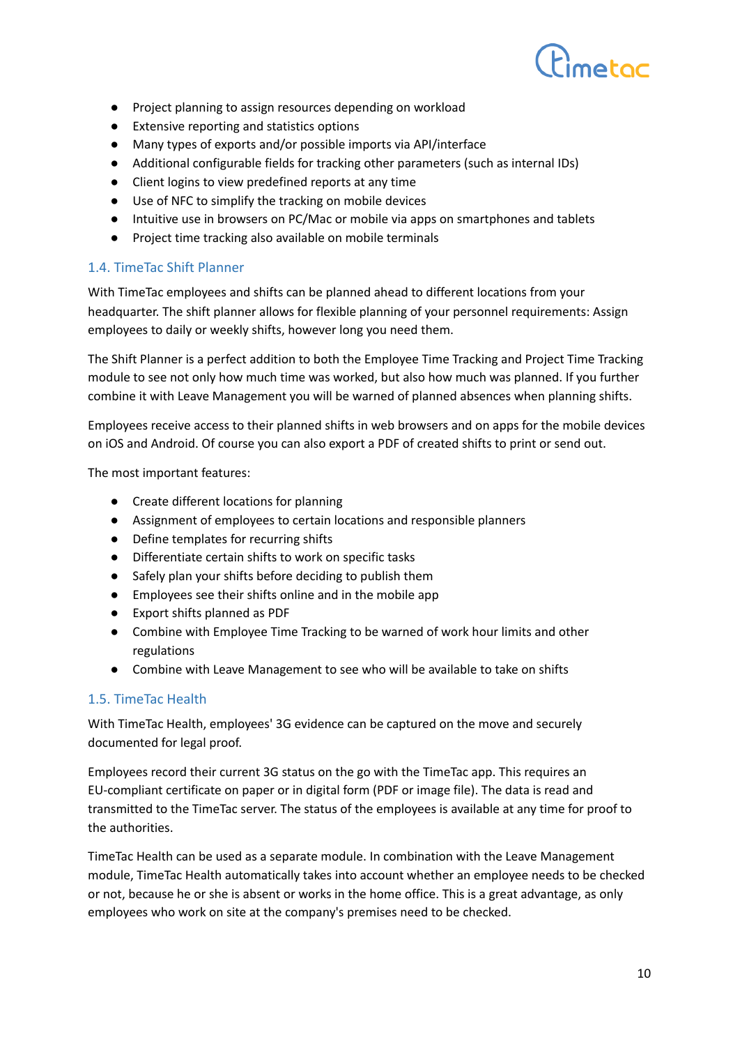- Project planning to assign resources depending on workload
- Extensive reporting and statistics options
- Many types of exports and/or possible imports via API/interface
- Additional configurable fields for tracking other parameters (such as internal IDs)
- Client logins to view predefined reports at any time
- Use of NFC to simplify the tracking on mobile devices
- Intuitive use in browsers on PC/Mac or mobile via apps on smartphones and tablets
- Project time tracking also available on mobile terminals

### 1.4. TimeTac Shift Planner

With TimeTac employees and shifts can be planned ahead to different locations from your headquarter. The shift planner allows for flexible planning of your personnel requirements: Assign employees to daily or weekly shifts, however long you need them.

The Shift Planner is a perfect addition to both the Employee Time Tracking and Project Time Tracking module to see not only how much time was worked, but also how much was planned. If you further combine it with Leave Management you will be warned of planned absences when planning shifts.

Employees receive access to their planned shifts in web browsers and on apps for the mobile devices on iOS and Android. Of course you can also export a PDF of created shifts to print or send out.

The most important features:

- Create different locations for planning
- Assignment of employees to certain locations and responsible planners
- Define templates for recurring shifts
- Differentiate certain shifts to work on specific tasks
- Safely plan your shifts before deciding to publish them
- Employees see their shifts online and in the mobile app
- Export shifts planned as PDF
- Combine with Employee Time Tracking to be warned of work hour limits and other regulations
- Combine with Leave Management to see who will be available to take on shifts

### 1.5. TimeTac Health

With TimeTac Health, employees' 3G evidence can be captured on the move and securely documented for legal proof.

Employees record their current 3G status on the go with the TimeTac app. This requires an EU-compliant certificate on paper or in digital form (PDF or image file). The data is read and transmitted to the TimeTac server. The status of the employees is available at any time for proof to the authorities.

TimeTac Health can be used as a separate module. In combination with the Leave Management module, TimeTac Health automatically takes into account whether an employee needs to be checked or not, because he or she is absent or works in the home office. This is a great advantage, as only employees who work on site at the company's premises need to be checked.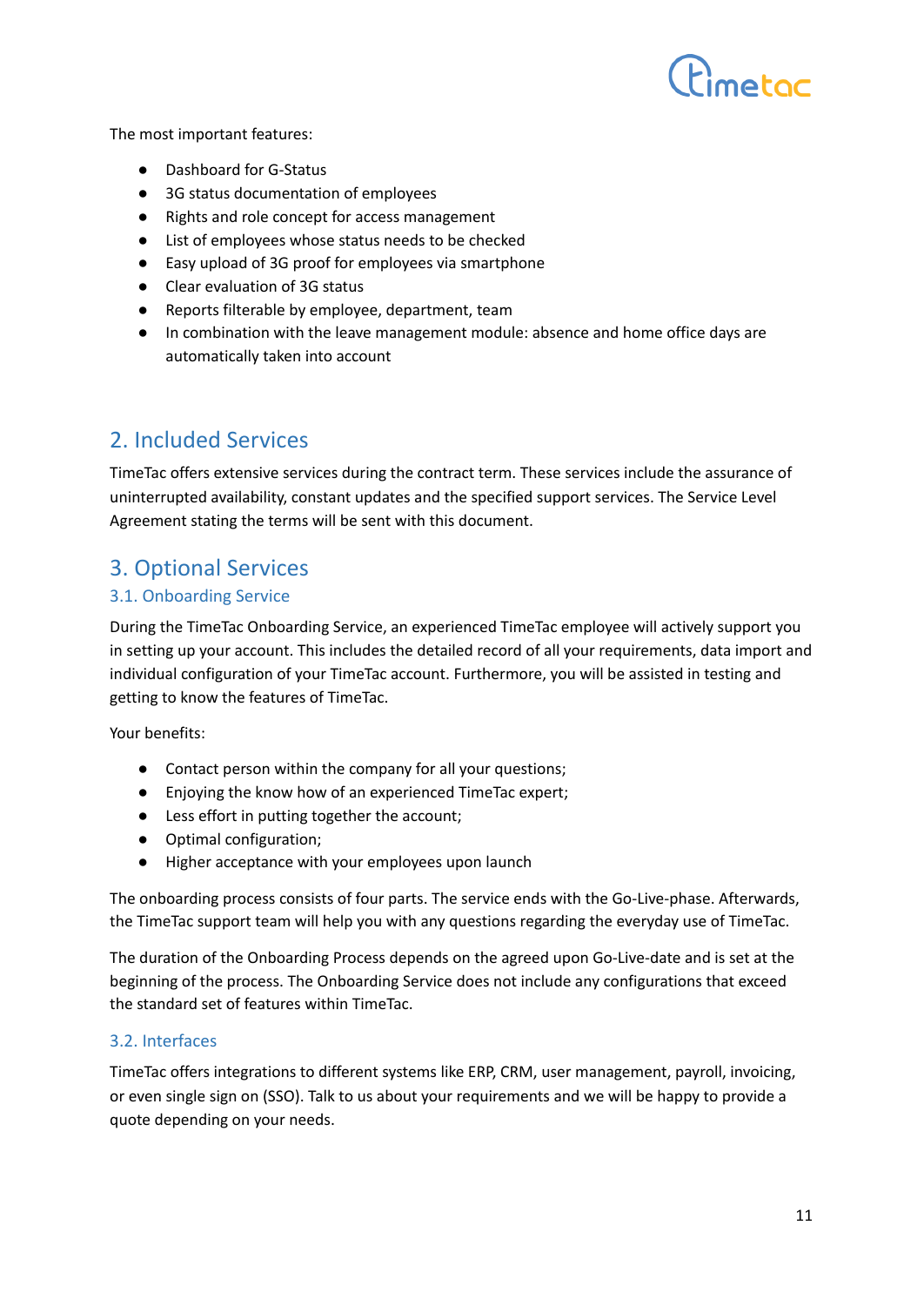The most important features:

- Dashboard for G-Status
- 3G status documentation of employees
- Rights and role concept for access management
- List of employees whose status needs to be checked
- Easy upload of 3G proof for employees via smartphone
- Clear evaluation of 3G status
- Reports filterable by employee, department, team
- In combination with the leave management module: absence and home office days are automatically taken into account

## 2. Included Services

TimeTac offers extensive services during the contract term. These services include the assurance of uninterrupted availability, constant updates and the specified support services. The Service Level Agreement stating the terms will be sent with this document.

## 3. Optional Services

### 3.1. Onboarding Service

During the TimeTac Onboarding Service, an experienced TimeTac employee will actively support you in setting up your account. This includes the detailed record of all your requirements, data import and individual configuration of your TimeTac account. Furthermore, you will be assisted in testing and getting to know the features of TimeTac.

Your benefits:

- Contact person within the company for all your questions;
- Enjoying the know how of an experienced TimeTac expert;
- Less effort in putting together the account;
- Optimal configuration;
- Higher acceptance with your employees upon launch

The onboarding process consists of four parts. The service ends with the Go-Live-phase. Afterwards, the TimeTac support team will help you with any questions regarding the everyday use of TimeTac.

The duration of the Onboarding Process depends on the agreed upon Go-Live-date and is set at the beginning of the process. The Onboarding Service does not include any configurations that exceed the standard set of features within TimeTac.

### 3.2. Interfaces

TimeTac offers integrations to different systems like ERP, CRM, user management, payroll, invoicing, or even single sign on (SSO). Talk to us about your requirements and we will be happy to provide a quote depending on your needs.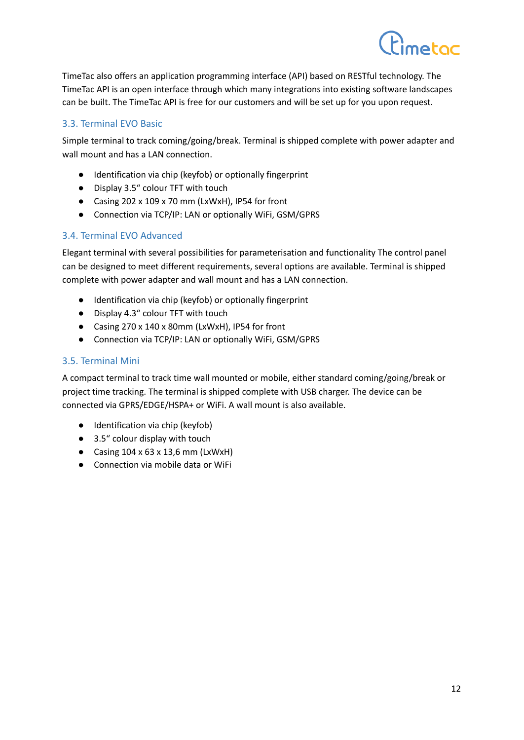TimeTac also offers an application programming interface (API) based on RESTful technology. The TimeTac API is an open interface through which many integrations into existing software landscapes can be built. The TimeTac API is free for our customers and will be set up for you upon request.

### 3.3. Terminal EVO Basic

Simple terminal to track coming/going/break. Terminal is shipped complete with power adapter and wall mount and has a LAN connection.

- Identification via chip (keyfob) or optionally fingerprint
- Display 3.5“ colour TFT with touch
- Casing 202 x 109 x 70 mm (LxWxH), IP54 for front
- Connection via TCP/IP: LAN or optionally WiFi, GSM/GPRS

### 3.4. Terminal EVO Advanced

Elegant terminal with several possibilities for parameterisation and functionality The control panel can be designed to meet different requirements, several options are available. Terminal is shipped complete with power adapter and wall mount and has a LAN connection.

- Identification via chip (keyfob) or optionally fingerprint
- Display 4.3“ colour TFT with touch
- Casing 270 x 140 x 80mm (LxWxH), IP54 for front
- Connection via TCP/IP: LAN or optionally WiFi, GSM/GPRS

### 3.5. Terminal Mini

A compact terminal to track time wall mounted or mobile, either standard coming/going/break or project time tracking. The terminal is shipped complete with USB charger. The device can be connected via GPRS/EDGE/HSPA+ or WiFi. A wall mount is also available.

- Identification via chip (keyfob)
- 3.5“ colour display with touch
- Casing 104 x 63 x 13,6 mm (LxWxH)
- Connection via mobile data or WiFi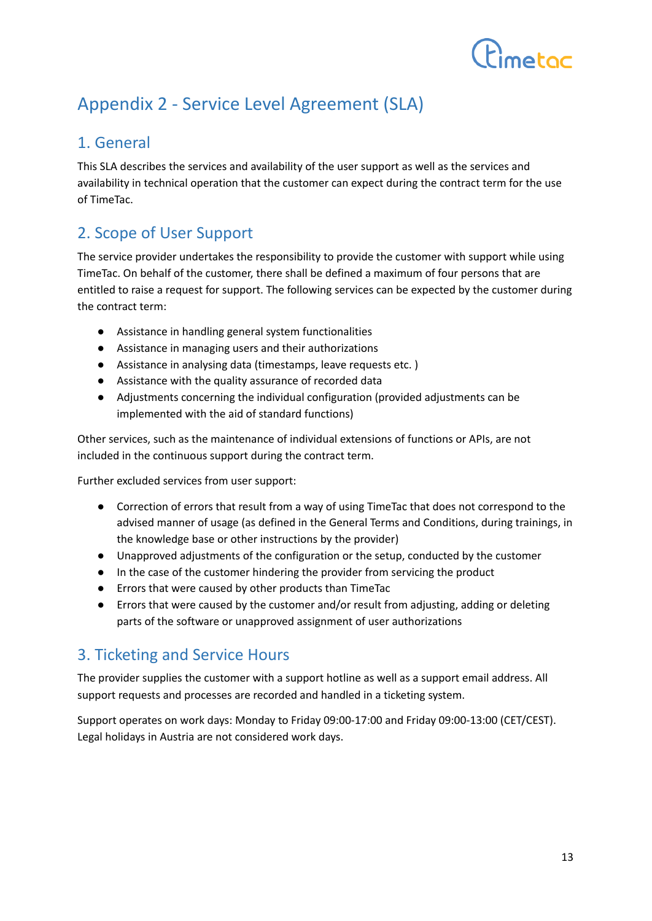# Appendix 2 - Service Level Agreement (SLA)

## 1. General

This SLA describes the services and availability of the user support as well as the services and availability in technical operation that the customer can expect during the contract term for the use of TimeTac.

## 2. Scope of User Support

The service provider undertakes the responsibility to provide the customer with support while using TimeTac. On behalf of the customer, there shall be defined a maximum of four persons that are entitled to raise a request for support. The following services can be expected by the customer during the contract term:

- Assistance in handling general system functionalities
- Assistance in managing users and their authorizations
- Assistance in analysing data (timestamps, leave requests etc. )
- Assistance with the quality assurance of recorded data
- Adjustments concerning the individual configuration (provided adjustments can be implemented with the aid of standard functions)

Other services, such as the maintenance of individual extensions of functions or APIs, are not included in the continuous support during the contract term.

Further excluded services from user support:

- Correction of errors that result from a way of using TimeTac that does not correspond to the advised manner of usage (as defined in the General Terms and Conditions, during trainings, in the knowledge base or other instructions by the provider)
- Unapproved adjustments of the configuration or the setup, conducted by the customer
- In the case of the customer hindering the provider from servicing the product
- Errors that were caused by other products than TimeTac
- Errors that were caused by the customer and/or result from adjusting, adding or deleting parts of the software or unapproved assignment of user authorizations

## 3. Ticketing and Service Hours

The provider supplies the customer with a support hotline as well as a support email address. All support requests and processes are recorded and handled in a ticketing system.

Support operates on work days: Monday to Friday 09:00-17:00 and Friday 09:00-13:00 (CET/CEST). Legal holidays in Austria are not considered work days.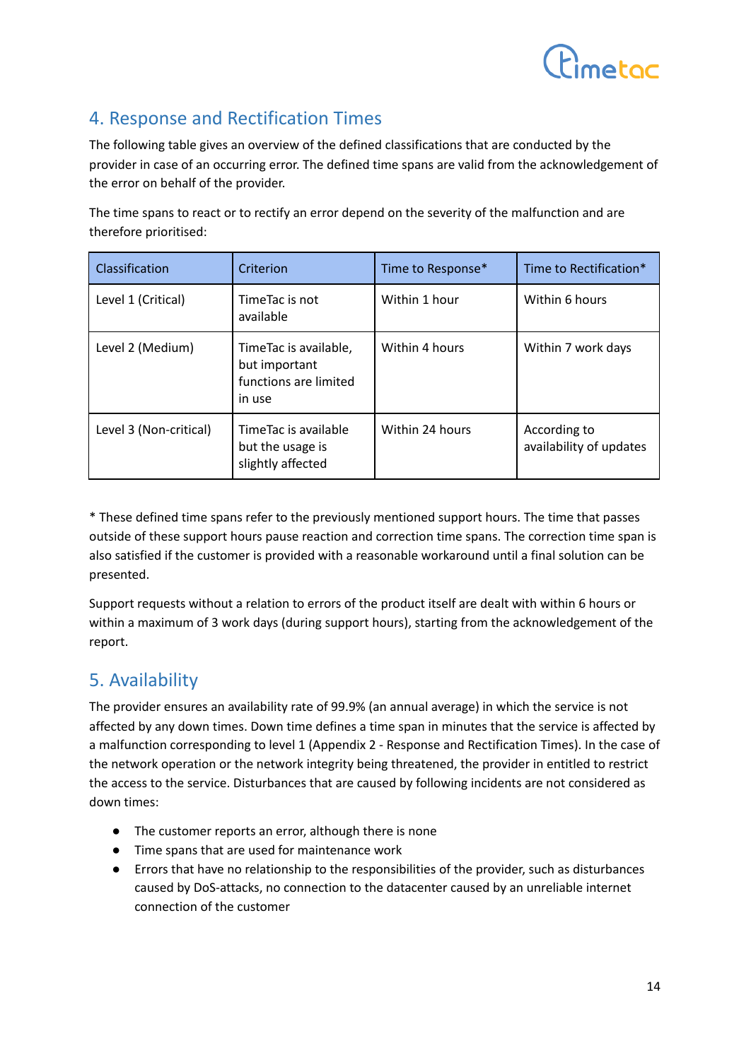## 4. Response and Rectification Times

The following table gives an overview of the defined classifications that are conducted by the provider in case of an occurring error. The defined time spans are valid from the acknowledgement of the error on behalf of the provider.

The time spans to react or to rectify an error depend on the severity of the malfunction and are therefore prioritised:

| Classification | Criterion | Time to Response* | Time to Rectification* |
|---|---|---|---|
| Level 1 (Critical) | TimeTac is not available | Within 1 hour | Within 6 hours |
| Level 2 (Medium) | TimeTac is available, but important functions are limited in use | Within 4 hours | Within 7 work days |
| Level 3 (Non-critical) | TimeTac is available but the usage is slightly affected | Within 24 hours | According to availability of updates |

* These defined time spans refer to the previously mentioned support hours. The time that passes outside of these support hours pause reaction and correction time spans. The correction time span is also satisfied if the customer is provided with a reasonable workaround until a final solution can be presented.

Support requests without a relation to errors of the product itself are dealt with within 6 hours or within a maximum of 3 work days (during support hours), starting from the acknowledgement of the report.

## 5. Availability

The provider ensures an availability rate of 99.9% (an annual average) in which the service is not affected by any down times. Down time defines a time span in minutes that the service is affected by a malfunction corresponding to level 1 (Appendix 2 - Response and Rectification Times). In the case of the network operation or the network integrity being threatened, the provider in entitled to restrict the access to the service. Disturbances that are caused by following incidents are not considered as down times:

- The customer reports an error, although there is none
- Time spans that are used for maintenance work
- Errors that have no relationship to the responsibilities of the provider, such as disturbances caused by DoS-attacks, no connection to the datacenter caused by an unreliable internet connection of the customer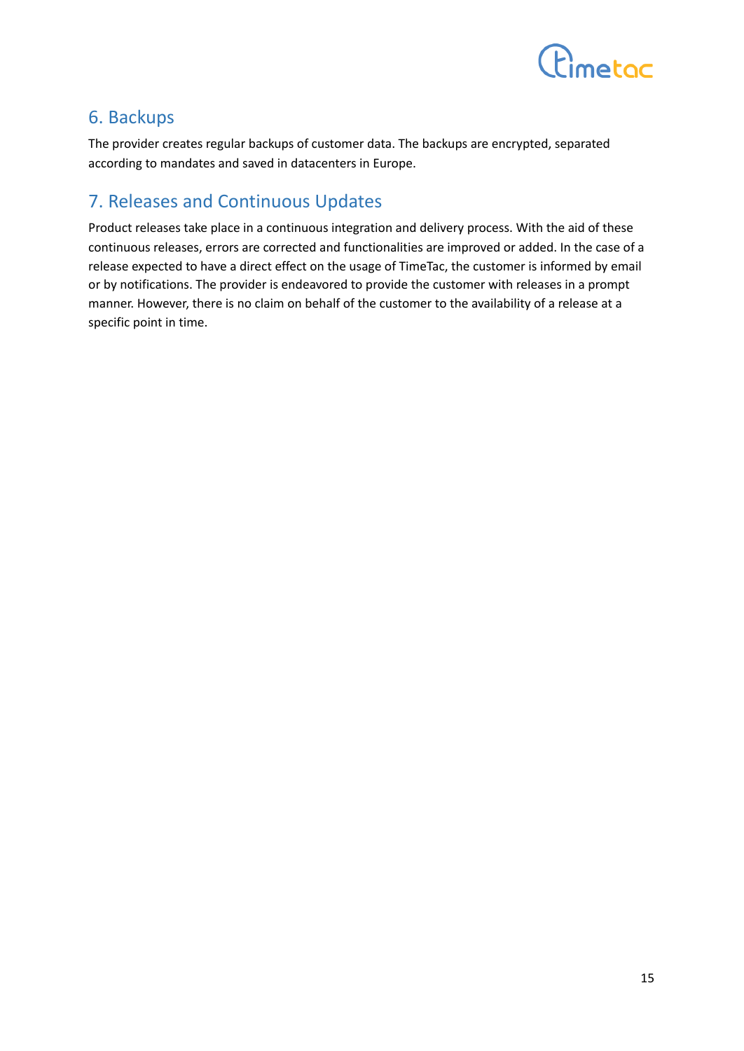## 6. Backups

The provider creates regular backups of customer data. The backups are encrypted, separated according to mandates and saved in datacenters in Europe.

## 7. Releases and Continuous Updates

Product releases take place in a continuous integration and delivery process. With the aid of these continuous releases, errors are corrected and functionalities are improved or added. In the case of a release expected to have a direct effect on the usage of TimeTac, the customer is informed by email or by notifications. The provider is endeavored to provide the customer with releases in a prompt manner. However, there is no claim on behalf of the customer to the availability of a release at a specific point in time.